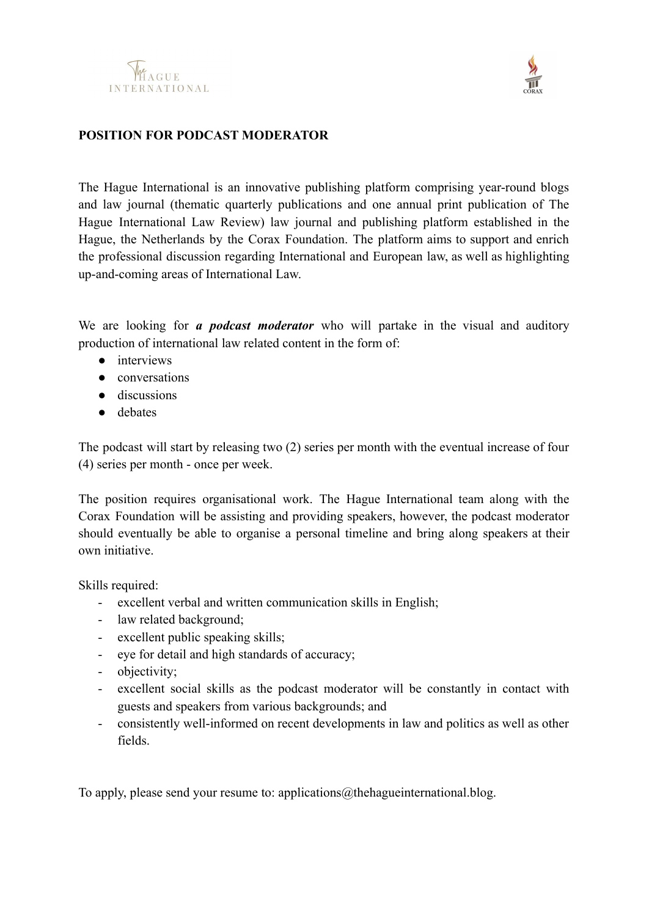**POSITION FOR PODCAST MODERATOR**

The Hague International is an innovative publishing platform comprising year-round blogs and law journal (thematic quarterly publications and one annual print publication of The Hague International Law Review) law journal and publishing platform established in the Hague, the Netherlands by the Corax Foundation. The platform aims to support and enrich the professional discussion regarding International and European law, as well as highlighting up-and-coming areas of International Law.

We are looking for ***a podcast moderator*** who will partake in the visual and auditory production of international law related content in the form of:

- interviews
- conversations
- discussions
- debates

The podcast will start by releasing two (2) series per month with the eventual increase of four (4) series per month - once per week.

The position requires organisational work. The Hague International team along with the Corax Foundation will be assisting and providing speakers, however, the podcast moderator should eventually be able to organise a personal timeline and bring along speakers at their own initiative.

Skills required:

- excellent verbal and written communication skills in English;
- law related background;
- excellent public speaking skills;
- eye for detail and high standards of accuracy;
- objectivity;
- excellent social skills as the podcast moderator will be constantly in contact with guests and speakers from various backgrounds; and
- consistently well-informed on recent developments in law and politics as well as other fields.

To apply, please send your resume to: applications@thehagueinternational.blog.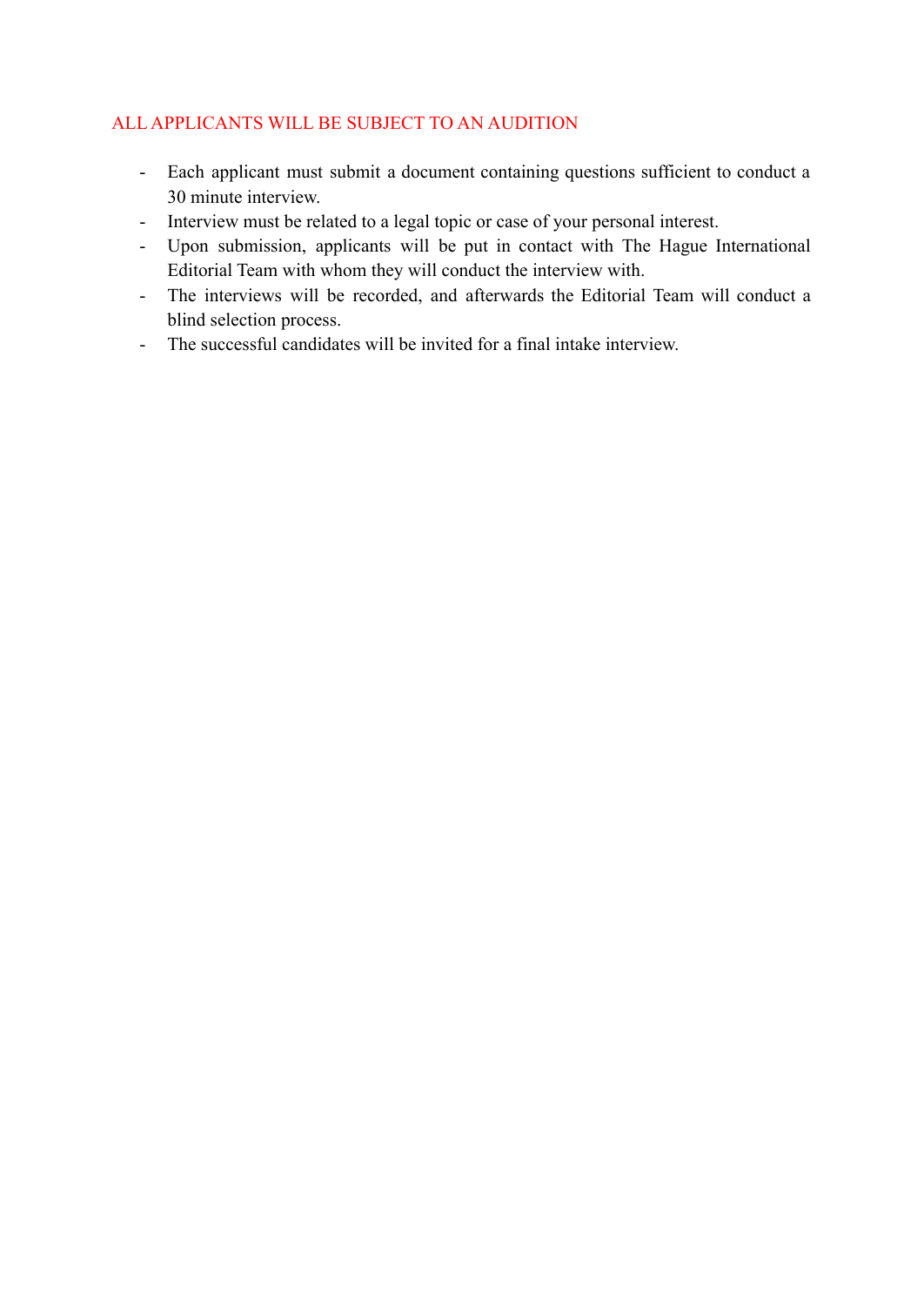ALL APPLICANTS WILL BE SUBJECT TO AN AUDITION

- Each applicant must submit a document containing questions sufficient to conduct a 30 minute interview.
- Interview must be related to a legal topic or case of your personal interest.
- Upon submission, applicants will be put in contact with The Hague International Editorial Team with whom they will conduct the interview with.
- The interviews will be recorded, and afterwards the Editorial Team will conduct a blind selection process.
- The successful candidates will be invited for a final intake interview.